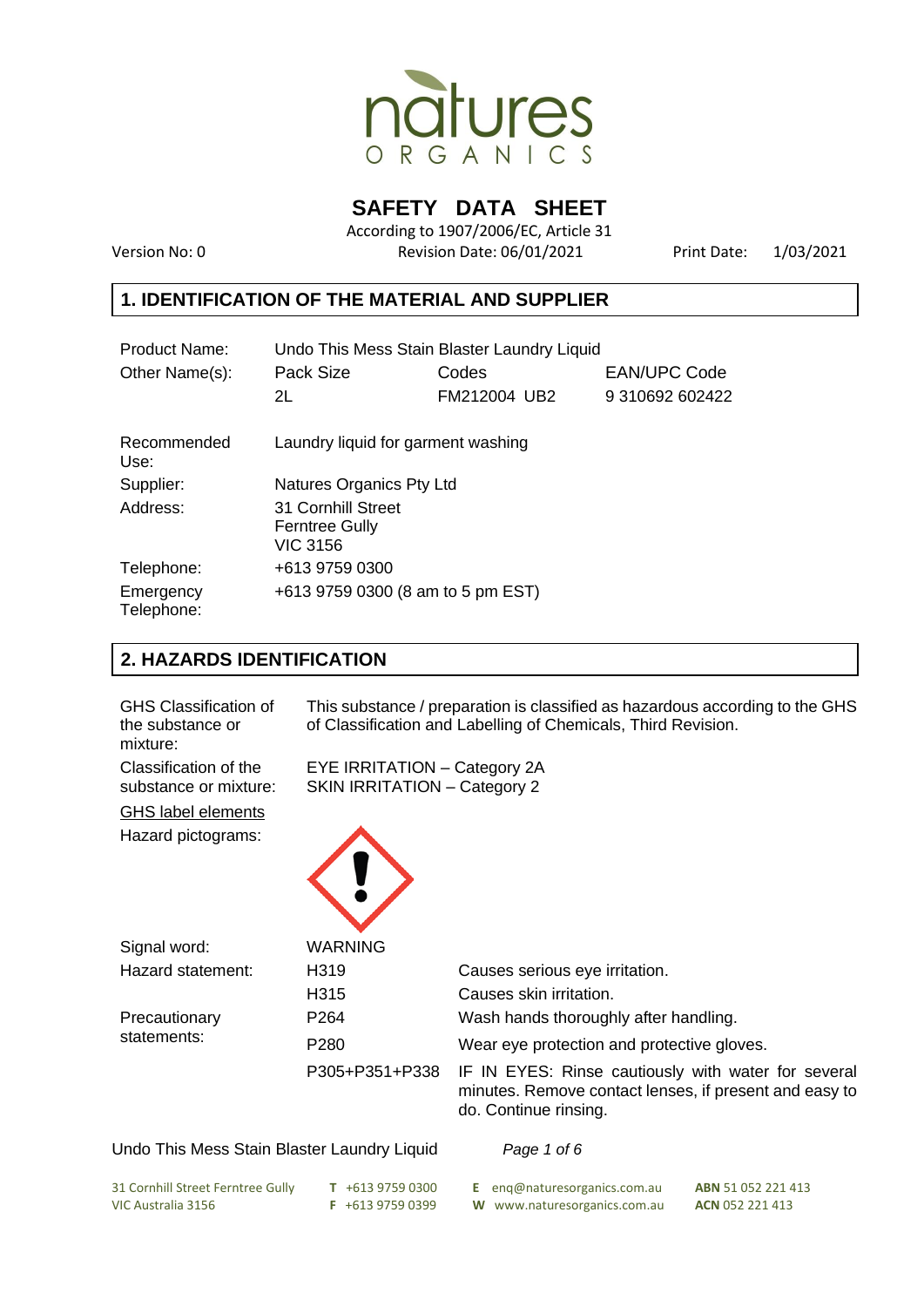# SAFETY DATA SHEET

According to 1907/2006/EC, Article 31

Version No: 0 | Revision Date: 06/01/2021 | Print Date: 1/03/2021

## 1. IDENTIFICATION OF THE MATERIAL AND SUPPLIER

| | | | |
|---|---|---|---|
| Product Name: | Undo This Mess Stain Blaster Laundry Liquid | | |
| Other Name(s): | Pack Size | Codes | EAN/UPC Code |
| | 2L | FM212004 UB2 | 9 310692 602422 |
| Recommended Use: | Laundry liquid for garment washing | | |
| Supplier: | Natures Organics Pty Ltd | | |
| Address: | 31 Cornhill Street<br>Ferntree Gully<br>VIC 3156 | | |
| Telephone: | +613 9759 0300 | | |
| Emergency Telephone: | +613 9759 0300 (8 am to 5 pm EST) | | |

## 2. HAZARDS IDENTIFICATION

| | |
|---|---|
| GHS Classification of the substance or mixture: | This substance / preparation is classified as hazardous according to the GHS of Classification and Labelling of Chemicals, Third Revision. |
| Classification of the substance or mixture: | EYE IRRITATION – Category 2A<br>SKIN IRRITATION – Category 2 |

GHS label elements

Hazard pictograms:

| | | |
|---|---|---|
| Signal word: | WARNING | |
| Hazard statement: | H319 | Causes serious eye irritation. |
| | H315 | Causes skin irritation. |
| Precautionary statements: | P264 | Wash hands thoroughly after handling. |
| | P280 | Wear eye protection and protective gloves. |
| | P305+P351+P338 | IF IN EYES: Rinse cautiously with water for several minutes. Remove contact lenses, if present and easy to do. Continue rinsing. |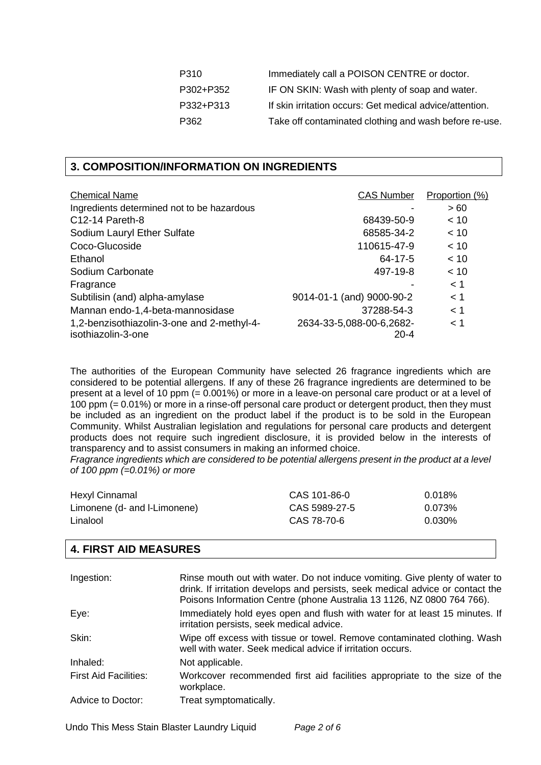| | |
|---|---|
| P310 | Immediately call a POISON CENTRE or doctor. |
| P302+P352 | IF ON SKIN: Wash with plenty of soap and water. |
| P332+P313 | If skin irritation occurs: Get medical advice/attention. |
| P362 | Take off contaminated clothing and wash before re-use. |

## 3. COMPOSITION/INFORMATION ON INGREDIENTS

| Chemical Name | CAS Number | Proportion (%) |
|---|---|---|
| Ingredients determined not to be hazardous | - | > 60 |
| C12-14 Pareth-8 | 68439-50-9 | < 10 |
| Sodium Lauryl Ether Sulfate | 68585-34-2 | < 10 |
| Coco-Glucoside | 110615-47-9 | < 10 |
| Ethanol | 64-17-5 | < 10 |
| Sodium Carbonate | 497-19-8 | < 10 |
| Fragrance | - | < 1 |
| Subtilisin (and) alpha-amylase | 9014-01-1 (and) 9000-90-2 | < 1 |
| Mannan endo-1,4-beta-mannosidase | 37288-54-3 | < 1 |
| 1,2-benzisothiazolin-3-one and 2-methyl-4-isothiazolin-3-one | 2634-33-5,088-00-6,2682-20-4 | < 1 |

The authorities of the European Community have selected 26 fragrance ingredients which are considered to be potential allergens. If any of these 26 fragrance ingredients are determined to be present at a level of 10 ppm (= 0.001%) or more in a leave-on personal care product or at a level of 100 ppm (= 0.01%) or more in a rinse-off personal care product or detergent product, then they must be included as an ingredient on the product label if the product is to be sold in the European Community. Whilst Australian legislation and regulations for personal care products and detergent products does not require such ingredient disclosure, it is provided below in the interests of transparency and to assist consumers in making an informed choice.

*Fragrance ingredients which are considered to be potential allergens present in the product at a level of 100 ppm (=0.01%) or more*

| | | |
|---|---|---|
| Hexyl Cinnamal | CAS 101-86-0 | 0.018% |
| Limonene (d- and l-Limonene) | CAS 5989-27-5 | 0.073% |
| Linalool | CAS 78-70-6 | 0.030% |

## 4. FIRST AID MEASURES

| | |
|---|---|
| Ingestion: | Rinse mouth out with water. Do not induce vomiting. Give plenty of water to drink. If irritation develops and persists, seek medical advice or contact the Poisons Information Centre (phone Australia 13 1126, NZ 0800 764 766). |
| Eye: | Immediately hold eyes open and flush with water for at least 15 minutes. If irritation persists, seek medical advice. |
| Skin: | Wipe off excess with tissue or towel. Remove contaminated clothing. Wash well with water. Seek medical advice if irritation occurs. |
| Inhaled: | Not applicable. |
| First Aid Facilities: | Workcover recommended first aid facilities appropriate to the size of the workplace. |
| Advice to Doctor: | Treat symptomatically. |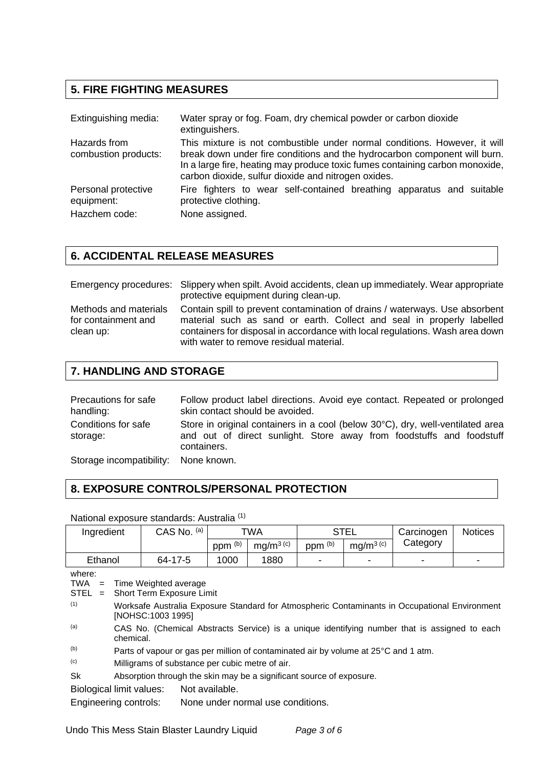## 5. FIRE FIGHTING MEASURES

| | |
|---|---|
| Extinguishing media: | Water spray or fog. Foam, dry chemical powder or carbon dioxide extinguishers. |
| Hazards from combustion products: | This mixture is not combustible under normal conditions. However, it will break down under fire conditions and the hydrocarbon component will burn. In a large fire, heating may produce toxic fumes containing carbon monoxide, carbon dioxide, sulfur dioxide and nitrogen oxides. |
| Personal protective equipment: | Fire fighters to wear self-contained breathing apparatus and suitable protective clothing. |
| Hazchem code: | None assigned. |

## 6. ACCIDENTAL RELEASE MEASURES

| | |
|---|---|
| Emergency procedures: | Slippery when spilt. Avoid accidents, clean up immediately. Wear appropriate protective equipment during clean-up. |
| Methods and materials for containment and clean up: | Contain spill to prevent contamination of drains / waterways. Use absorbent material such as sand or earth. Collect and seal in properly labelled containers for disposal in accordance with local regulations. Wash area down with water to remove residual material. |

## 7. HANDLING AND STORAGE

| | |
|---|---|
| Precautions for safe handling: | Follow product label directions. Avoid eye contact. Repeated or prolonged skin contact should be avoided. |
| Conditions for safe storage: | Store in original containers in a cool (below 30°C), dry, well-ventilated area and out of direct sunlight. Store away from foodstuffs and foodstuff containers. |
| Storage incompatibility: | None known. |

## 8. EXPOSURE CONTROLS/PERSONAL PROTECTION

National exposure standards: Australia [1]

| Ingredient | CAS No. [a] | TWA | | STEL | | Carcinogen Category | Notices |
|---|---|---|---|---|---|---|---|
| | | ppm [b] | $mg/m^3$ [c] | ppm [b] | $mg/m^3$ [c] | | |
| Ethanol | 64-17-5 | 1000 | 1880 | - | - | - | - |

where:

TWA = Time Weighted average

STEL = Short Term Exposure Limit

[1] Worksafe Australia Exposure Standard for Atmospheric Contaminants in Occupational Environment [NOHSC:1003 1995]

[a] CAS No. (Chemical Abstracts Service) is a unique identifying number that is assigned to each chemical.

[b] Parts of vapour or gas per million of contaminated air by volume at 25°C and 1 atm.

[c] Milligrams of substance per cubic metre of air.

Sk Absorption through the skin may be a significant source of exposure.

| | |
|---|---|
| Biological limit values: | Not available. |
| Engineering controls: | None under normal use conditions. |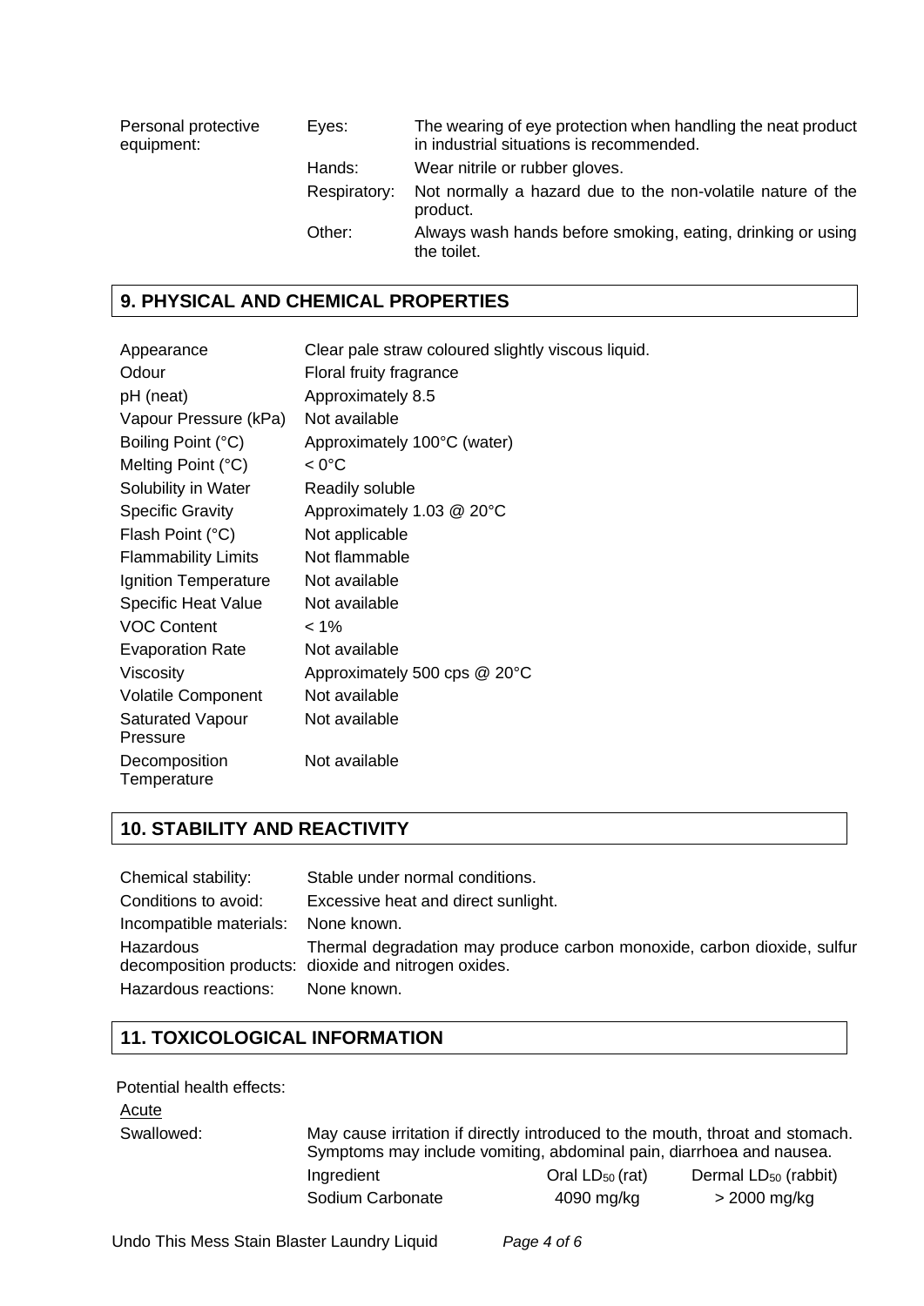| | | |
|---|---|---|
| Personal protective equipment: | Eyes: | The wearing of eye protection when handling the neat product in industrial situations is recommended. |
| | Hands: | Wear nitrile or rubber gloves. |
| | Respiratory: | Not normally a hazard due to the non-volatile nature of the product. |
| | Other: | Always wash hands before smoking, eating, drinking or using the toilet. |

## 9. PHYSICAL AND CHEMICAL PROPERTIES

| | |
|---|---|
| Appearance | Clear pale straw coloured slightly viscous liquid. |
| Odour | Floral fruity fragrance |
| pH (neat) | Approximately 8.5 |
| Vapour Pressure (kPa) | Not available |
| Boiling Point (°C) | Approximately 100°C (water) |
| Melting Point (°C) | < 0°C |
| Solubility in Water | Readily soluble |
| Specific Gravity | Approximately 1.03 @ 20°C |
| Flash Point (°C) | Not applicable |
| Flammability Limits | Not flammable |
| Ignition Temperature | Not available |
| Specific Heat Value | Not available |
| VOC Content | < 1% |
| Evaporation Rate | Not available |
| Viscosity | Approximately 500 cps @ 20°C |
| Volatile Component | Not available |
| Saturated Vapour Pressure | Not available |
| Decomposition Temperature | Not available |

## 10. STABILITY AND REACTIVITY

| | |
|---|---|
| Chemical stability: | Stable under normal conditions. |
| Conditions to avoid: | Excessive heat and direct sunlight. |
| Incompatible materials: | None known. |
| Hazardous decomposition products: | Thermal degradation may produce carbon monoxide, carbon dioxide, sulfur dioxide and nitrogen oxides. |
| Hazardous reactions: | None known. |

## 11. TOXICOLOGICAL INFORMATION

Potential health effects:

Acute

Swallowed: May cause irritation if directly introduced to the mouth, throat and stomach. Symptoms may include vomiting, abdominal pain, diarrhoea and nausea.

| Ingredient | Oral $LD_{50}$ (rat) | Dermal $LD_{50}$ (rabbit) |
|---|---|---|
| Sodium Carbonate | 4090 mg/kg | > 2000 mg/kg |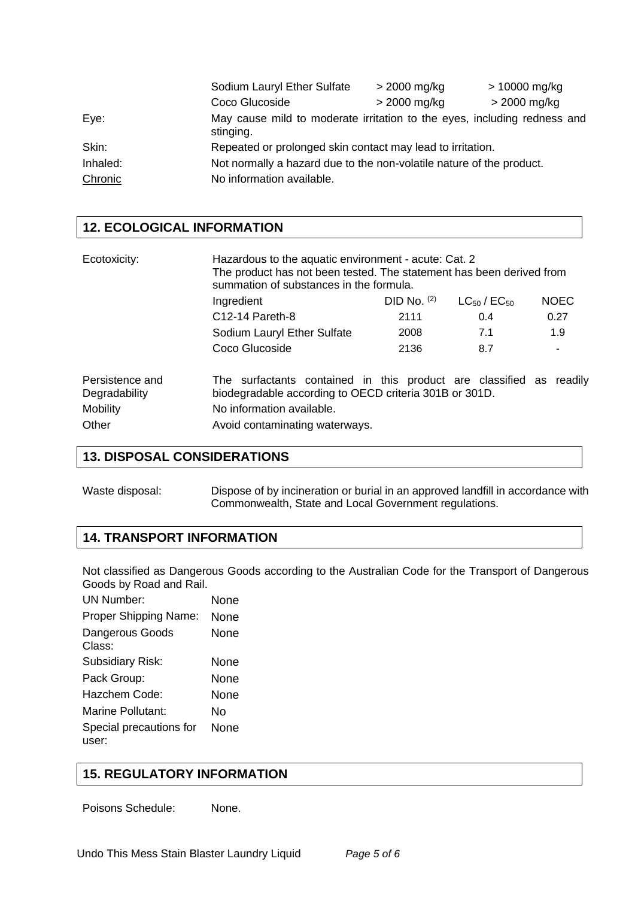| | | |
|---|---|---|
| Sodium Lauryl Ether Sulfate | > 2000 mg/kg | > 10000 mg/kg |
| Coco Glucoside | > 2000 mg/kg | > 2000 mg/kg |

Eye: May cause mild to moderate irritation to the eyes, including redness and stinging.

Skin: Repeated or prolonged skin contact may lead to irritation.

Inhaled: Not normally a hazard due to the non-volatile nature of the product.

Chronic: No information available.

## 12. ECOLOGICAL INFORMATION

Ecotoxicity: Hazardous to the aquatic environment - acute: Cat. 2
The product has not been tested. The statement has been derived from summation of substances in the formula.

| Ingredient | DID No. [(2)] | $LC_{50}$ / $EC_{50}$ | NOEC |
|---|---|---|---|
| C12-14 Pareth-8 | 2111 | 0.4 | 0.27 |
| Sodium Lauryl Ether Sulfate | 2008 | 7.1 | 1.9 |
| Coco Glucoside | 2136 | 8.7 | - |

Persistence and Degradability: The surfactants contained in this product are classified as readily biodegradable according to OECD criteria 301B or 301D.

Mobility: No information available.

Other: Avoid contaminating waterways.

## 13. DISPOSAL CONSIDERATIONS

Waste disposal: Dispose of by incineration or burial in an approved landfill in accordance with Commonwealth, State and Local Government regulations.

## 14. TRANSPORT INFORMATION

Not classified as Dangerous Goods according to the Australian Code for the Transport of Dangerous Goods by Road and Rail.

| | |
|---|---|
| UN Number: | None |
| Proper Shipping Name: | None |
| Dangerous Goods Class: | None |
| Subsidiary Risk: | None |
| Pack Group: | None |
| Hazchem Code: | None |
| Marine Pollutant: | No |
| Special precautions for user: | None |

## 15. REGULATORY INFORMATION

Poisons Schedule: None.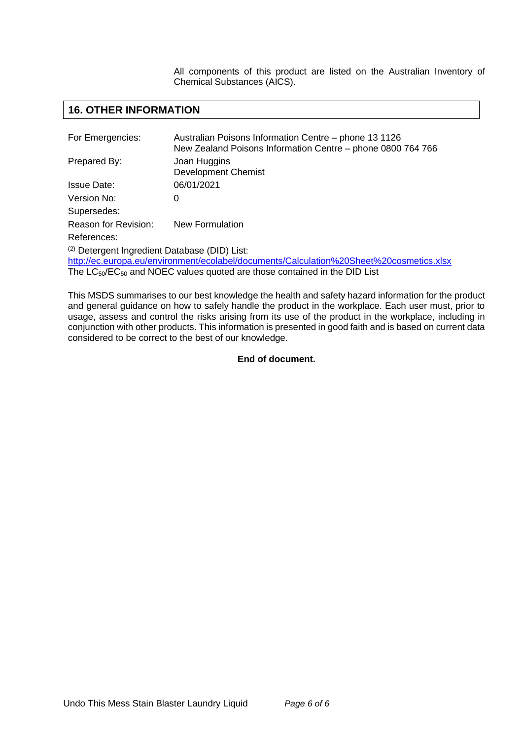All components of this product are listed on the Australian Inventory of Chemical Substances (AICS).

## 16. OTHER INFORMATION

| | |
|---|---|
| For Emergencies: | Australian Poisons Information Centre – phone 13 1126<br>New Zealand Poisons Information Centre – phone 0800 764 766 |
| Prepared By: | Joan Huggins<br>Development Chemist |
| Issue Date: | 06/01/2021 |
| Version No: | 0 |
| Supersedes: | |
| Reason for Revision: | New Formulation |
| References: | |

(2) Detergent Ingredient Database (DID) List:
http://ec.europa.eu/environment/ecolabel/documents/Calculation%20Sheet%20cosmetics.xlsx
The $LC_{50}$/$EC_{50}$ and NOEC values quoted are those contained in the DID List

This MSDS summarises to our best knowledge the health and safety hazard information for the product and general guidance on how to safely handle the product in the workplace. Each user must, prior to usage, assess and control the risks arising from its use of the product in the workplace, including in conjunction with other products. This information is presented in good faith and is based on current data considered to be correct to the best of our knowledge.

**End of document.**